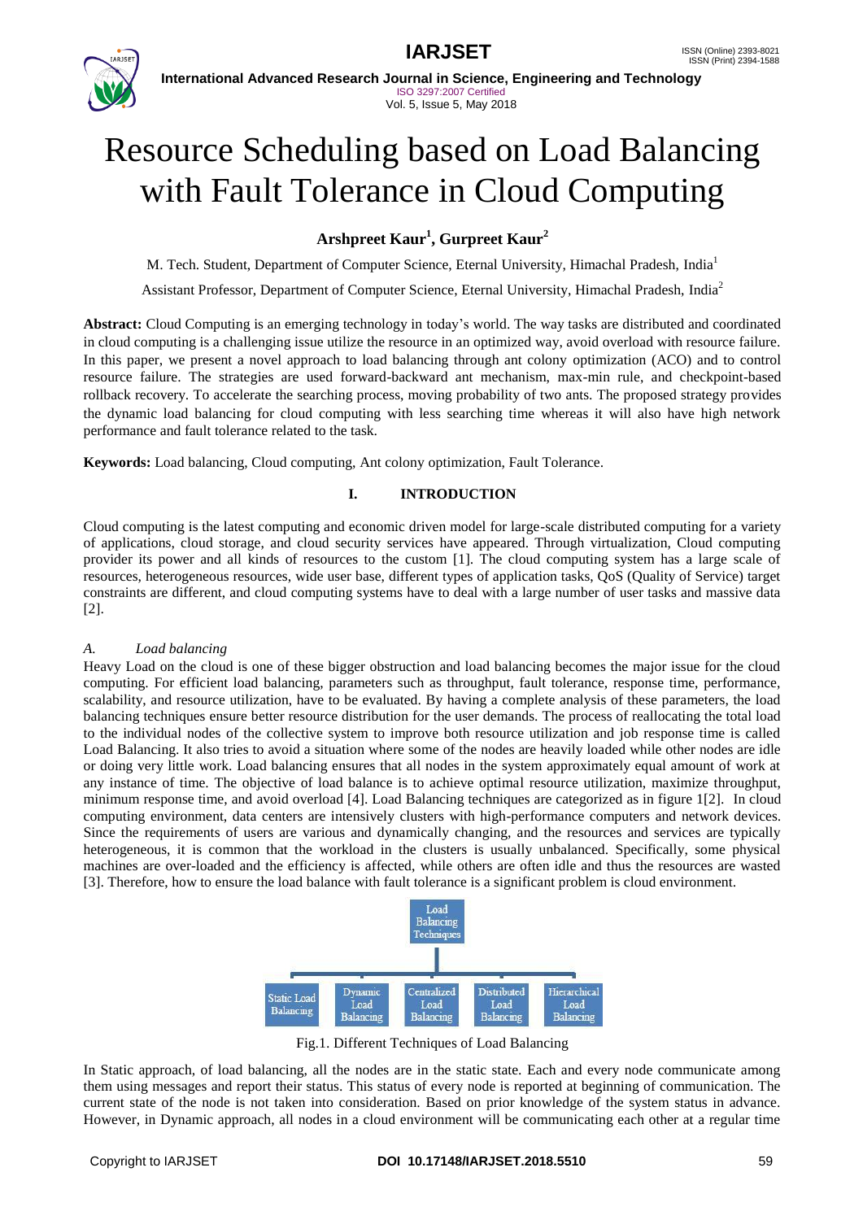# Resource Scheduling based on Load Balancing with Fault Tolerance in Cloud Computing

**Arshpreet Kaur[1], Gurpreet Kaur[2]**

M. Tech. Student, Department of Computer Science, Eternal University, Himachal Pradesh, India[1]

Assistant Professor, Department of Computer Science, Eternal University, Himachal Pradesh, India[2]

**Abstract:** Cloud Computing is an emerging technology in today's world. The way tasks are distributed and coordinated in cloud computing is a challenging issue utilize the resource in an optimized way, avoid overload with resource failure. In this paper, we present a novel approach to load balancing through ant colony optimization (ACO) and to control resource failure. The strategies are used forward-backward ant mechanism, max-min rule, and checkpoint-based rollback recovery. To accelerate the searching process, moving probability of two ants. The proposed strategy provides the dynamic load balancing for cloud computing with less searching time whereas it will also have high network performance and fault tolerance related to the task.

**Keywords:** Load balancing, Cloud computing, Ant colony optimization, Fault Tolerance.

## I. INTRODUCTION

Cloud computing is the latest computing and economic driven model for large-scale distributed computing for a variety of applications, cloud storage, and cloud security services have appeared. Through virtualization, Cloud computing provider its power and all kinds of resources to the custom [1]. The cloud computing system has a large scale of resources, heterogeneous resources, wide user base, different types of application tasks, QoS (Quality of Service) target constraints are different, and cloud computing systems have to deal with a large number of user tasks and massive data [2].

### *A. Load balancing*

Heavy Load on the cloud is one of these bigger obstruction and load balancing becomes the major issue for the cloud computing. For efficient load balancing, parameters such as throughput, fault tolerance, response time, performance, scalability, and resource utilization, have to be evaluated. By having a complete analysis of these parameters, the load balancing techniques ensure better resource distribution for the user demands. The process of reallocating the total load to the individual nodes of the collective system to improve both resource utilization and job response time is called Load Balancing. It also tries to avoid a situation where some of the nodes are heavily loaded while other nodes are idle or doing very little work. Load balancing ensures that all nodes in the system approximately equal amount of work at any instance of time. The objective of load balance is to achieve optimal resource utilization, maximize throughput, minimum response time, and avoid overload [4]. Load Balancing techniques are categorized as in figure 1[2]. In cloud computing environment, data centers are intensively clusters with high-performance computers and network devices. Since the requirements of users are various and dynamically changing, and the resources and services are typically heterogeneous, it is common that the workload in the clusters is usually unbalanced. Specifically, some physical machines are over-loaded and the efficiency is affected, while others are often idle and thus the resources are wasted [3]. Therefore, how to ensure the load balance with fault tolerance is a significant problem is cloud environment.

Load Balancing Techniques: Static Load Balancing, Dynamic Load Balancing, Centralized Load Balancing, Distributed Load Balancing, Hierarchical Load Balancing

Fig.1. Different Techniques of Load Balancing

In Static approach, of load balancing, all the nodes are in the static state. Each and every node communicate among them using messages and report their status. This status of every node is reported at beginning of communication. The current state of the node is not taken into consideration. Based on prior knowledge of the system status in advance. However, in Dynamic approach, all nodes in a cloud environment will be communicating each other at a regular time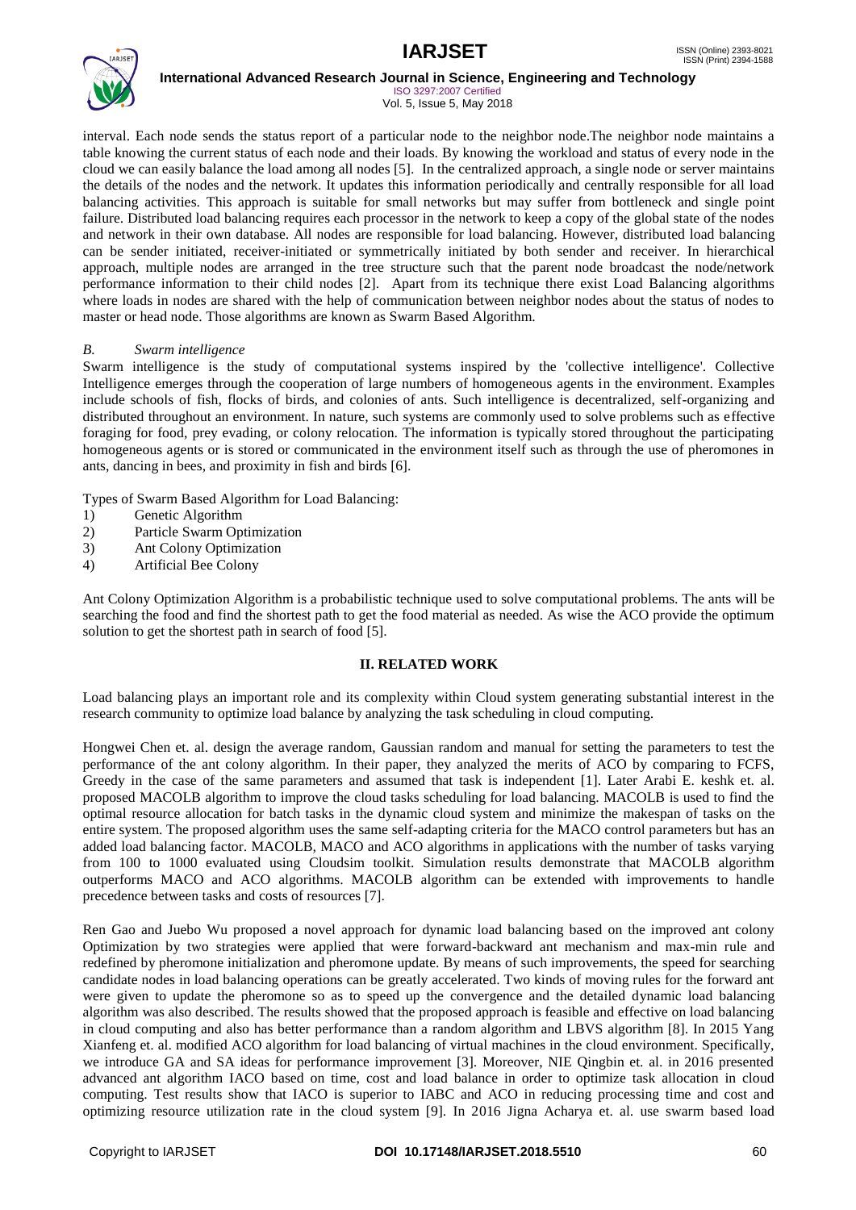interval. Each node sends the status report of a particular node to the neighbor node.The neighbor node maintains a table knowing the current status of each node and their loads. By knowing the workload and status of every node in the cloud we can easily balance the load among all nodes [5]. In the centralized approach, a single node or server maintains the details of the nodes and the network. It updates this information periodically and centrally responsible for all load balancing activities. This approach is suitable for small networks but may suffer from bottleneck and single point failure. Distributed load balancing requires each processor in the network to keep a copy of the global state of the nodes and network in their own database. All nodes are responsible for load balancing. However, distributed load balancing can be sender initiated, receiver-initiated or symmetrically initiated by both sender and receiver. In hierarchical approach, multiple nodes are arranged in the tree structure such that the parent node broadcast the node/network performance information to their child nodes [2]. Apart from its technique there exist Load Balancing algorithms where loads in nodes are shared with the help of communication between neighbor nodes about the status of nodes to master or head node. Those algorithms are known as Swarm Based Algorithm.

### *B. Swarm intelligence*

Swarm intelligence is the study of computational systems inspired by the 'collective intelligence'. Collective Intelligence emerges through the cooperation of large numbers of homogeneous agents in the environment. Examples include schools of fish, flocks of birds, and colonies of ants. Such intelligence is decentralized, self-organizing and distributed throughout an environment. In nature, such systems are commonly used to solve problems such as effective foraging for food, prey evading, or colony relocation. The information is typically stored throughout the participating homogeneous agents or is stored or communicated in the environment itself such as through the use of pheromones in ants, dancing in bees, and proximity in fish and birds [6].

Types of Swarm Based Algorithm for Load Balancing:

1) Genetic Algorithm
2) Particle Swarm Optimization
3) Ant Colony Optimization
4) Artificial Bee Colony

Ant Colony Optimization Algorithm is a probabilistic technique used to solve computational problems. The ants will be searching the food and find the shortest path to get the food material as needed. As wise the ACO provide the optimum solution to get the shortest path in search of food [5].

## II. RELATED WORK

Load balancing plays an important role and its complexity within Cloud system generating substantial interest in the research community to optimize load balance by analyzing the task scheduling in cloud computing.

Hongwei Chen et. al. design the average random, Gaussian random and manual for setting the parameters to test the performance of the ant colony algorithm. In their paper, they analyzed the merits of ACO by comparing to FCFS, Greedy in the case of the same parameters and assumed that task is independent [1]. Later Arabi E. keshk et. al. proposed MACOLB algorithm to improve the cloud tasks scheduling for load balancing. MACOLB is used to find the optimal resource allocation for batch tasks in the dynamic cloud system and minimize the makespan of tasks on the entire system. The proposed algorithm uses the same self-adapting criteria for the MACO control parameters but has an added load balancing factor. MACOLB, MACO and ACO algorithms in applications with the number of tasks varying from 100 to 1000 evaluated using Cloudsim toolkit. Simulation results demonstrate that MACOLB algorithm outperforms MACO and ACO algorithms. MACOLB algorithm can be extended with improvements to handle precedence between tasks and costs of resources [7].

Ren Gao and Juebo Wu proposed a novel approach for dynamic load balancing based on the improved ant colony Optimization by two strategies were applied that were forward-backward ant mechanism and max-min rule and redefined by pheromone initialization and pheromone update. By means of such improvements, the speed for searching candidate nodes in load balancing operations can be greatly accelerated. Two kinds of moving rules for the forward ant were given to update the pheromone so as to speed up the convergence and the detailed dynamic load balancing algorithm was also described. The results showed that the proposed approach is feasible and effective on load balancing in cloud computing and also has better performance than a random algorithm and LBVS algorithm [8]. In 2015 Yang Xianfeng et. al. modified ACO algorithm for load balancing of virtual machines in the cloud environment. Specifically, we introduce GA and SA ideas for performance improvement [3]. Moreover, NIE Qingbin et. al. in 2016 presented advanced ant algorithm IACO based on time, cost and load balance in order to optimize task allocation in cloud computing. Test results show that IACO is superior to IABC and ACO in reducing processing time and cost and optimizing resource utilization rate in the cloud system [9]. In 2016 Jigna Acharya et. al. use swarm based load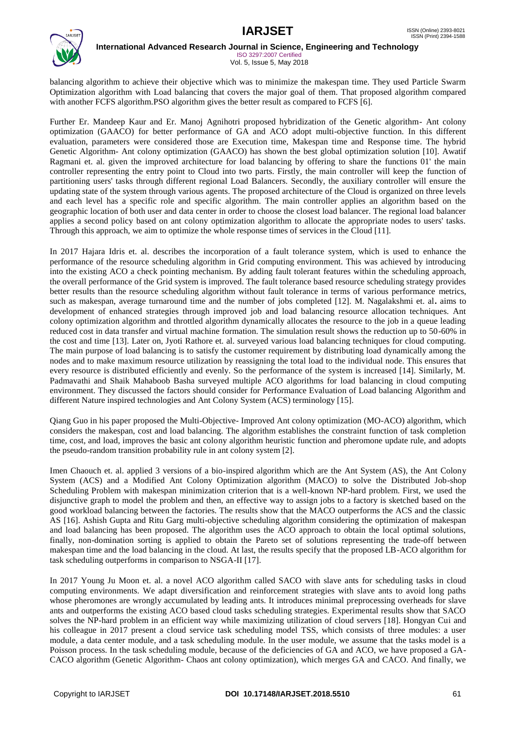balancing algorithm to achieve their objective which was to minimize the makespan time. They used Particle Swarm Optimization algorithm with Load balancing that covers the major goal of them. That proposed algorithm compared with another FCFS algorithm.PSO algorithm gives the better result as compared to FCFS [6].

Further Er. Mandeep Kaur and Er. Manoj Agnihotri proposed hybridization of the Genetic algorithm- Ant colony optimization (GAACO) for better performance of GA and ACO adopt multi-objective function. In this different evaluation, parameters were considered those are Execution time, Makespan time and Response time. The hybrid Genetic Algorithm- Ant colony optimization (GAACO) has shown the best global optimization solution [10]. Awatif Ragmani et. al. given the improved architecture for load balancing by offering to share the functions 01' the main controller representing the entry point to Cloud into two parts. Firstly, the main controller will keep the function of partitioning users' tasks through different regional Load Balancers. Secondly, the auxiliary controller will ensure the updating state of the system through various agents. The proposed architecture of the Cloud is organized on three levels and each level has a specific role and specific algorithm. The main controller applies an algorithm based on the geographic location of both user and data center in order to choose the closest load balancer. The regional load balancer applies a second policy based on ant colony optimization algorithm to allocate the appropriate nodes to users' tasks. Through this approach, we aim to optimize the whole response times of services in the Cloud [11].

In 2017 Hajara Idris et. al. describes the incorporation of a fault tolerance system, which is used to enhance the performance of the resource scheduling algorithm in Grid computing environment. This was achieved by introducing into the existing ACO a check pointing mechanism. By adding fault tolerant features within the scheduling approach, the overall performance of the Grid system is improved. The fault tolerance based resource scheduling strategy provides better results than the resource scheduling algorithm without fault tolerance in terms of various performance metrics, such as makespan, average turnaround time and the number of jobs completed [12]. M. Nagalakshmi et. al**.** aims to development of enhanced strategies through improved job and load balancing resource allocation techniques. Ant colony optimization algorithm and throttled algorithm dynamically allocates the resource to the job in a queue leading reduced cost in data transfer and virtual machine formation. The simulation result shows the reduction up to 50-60% in the cost and time [13]. Later on, Jyoti Rathore et. al. surveyed various load balancing techniques for cloud computing. The main purpose of load balancing is to satisfy the customer requirement by distributing load dynamically among the nodes and to make maximum resource utilization by reassigning the total load to the individual node. This ensures that every resource is distributed efficiently and evenly. So the performance of the system is increased [14]. Similarly, M. Padmavathi and Shaik Mahaboob Basha surveyed multiple ACO algorithms for load balancing in cloud computing environment. They discussed the factors should consider for Performance Evaluation of Load balancing Algorithm and different Nature inspired technologies and Ant Colony System (ACS) terminology [15].

Qiang Guo in his paper proposed the Multi-Objective- Improved Ant colony optimization (MO-ACO) algorithm, which considers the makespan, cost and load balancing. The algorithm establishes the constraint function of task completion time, cost, and load, improves the basic ant colony algorithm heuristic function and pheromone update rule, and adopts the pseudo-random transition probability rule in ant colony system [2].

Imen Chaouch et. al. applied 3 versions of a bio-inspired algorithm which are the Ant System (AS), the Ant Colony System (ACS) and a Modified Ant Colony Optimization algorithm (MACO) to solve the Distributed Job-shop Scheduling Problem with makespan minimization criterion that is a well-known NP-hard problem. First, we used the disjunctive graph to model the problem and then, an effective way to assign jobs to a factory is sketched based on the good workload balancing between the factories. The results show that the MACO outperforms the ACS and the classic AS [16]. Ashish Gupta and Ritu Garg multi-objective scheduling algorithm considering the optimization of makespan and load balancing has been proposed. The algorithm uses the ACO approach to obtain the local optimal solutions, finally, non-domination sorting is applied to obtain the Pareto set of solutions representing the trade-off between makespan time and the load balancing in the cloud. At last, the results specify that the proposed LB-ACO algorithm for task scheduling outperforms in comparison to NSGA-II [17].

In 2017 Young Ju Moon et. al. a novel ACO algorithm called SACO with slave ants for scheduling tasks in cloud computing environments. We adapt diversification and reinforcement strategies with slave ants to avoid long paths whose pheromones are wrongly accumulated by leading ants. It introduces minimal preprocessing overheads for slave ants and outperforms the existing ACO based cloud tasks scheduling strategies. Experimental results show that SACO solves the NP-hard problem in an efficient way while maximizing utilization of cloud servers [18]. Hongyan Cui and his colleague in 2017 present a cloud service task scheduling model TSS, which consists of three modules: a user module, a data center module, and a task scheduling module. In the user module, we assume that the tasks model is a Poisson process. In the task scheduling module, because of the deficiencies of GA and ACO, we have proposed a GA-CACO algorithm (Genetic Algorithm- Chaos ant colony optimization), which merges GA and CACO. And finally, we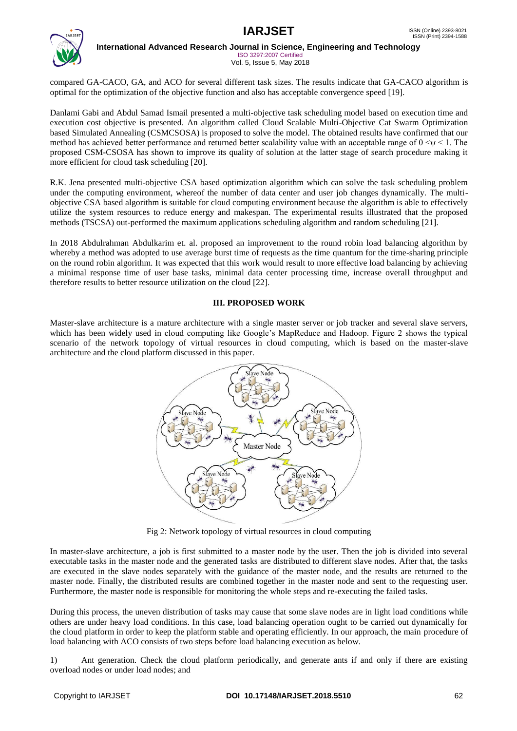compared GA-CACO, GA, and ACO for several different task sizes. The results indicate that GA-CACO algorithm is optimal for the optimization of the objective function and also has acceptable convergence speed [19].

Danlami Gabi and Abdul Samad Ismail presented a multi-objective task scheduling model based on execution time and execution cost objective is presented. An algorithm called Cloud Scalable Multi-Objective Cat Swarm Optimization based Simulated Annealing (CSMCSOSA) is proposed to solve the model. The obtained results have confirmed that our method has achieved better performance and returned better scalability value with an acceptable range of $0 < \psi < 1$. The proposed CSM-CSOSA has shown to improve its quality of solution at the latter stage of search procedure making it more efficient for cloud task scheduling [20].

R.K. Jena presented multi-objective CSA based optimization algorithm which can solve the task scheduling problem under the computing environment, whereof the number of data center and user job changes dynamically. The multi-objective CSA based algorithm is suitable for cloud computing environment because the algorithm is able to effectively utilize the system resources to reduce energy and makespan. The experimental results illustrated that the proposed methods (TSCSA) out-performed the maximum applications scheduling algorithm and random scheduling [21].

In 2018 Abdulrahman Abdulkarim et. al. proposed an improvement to the round robin load balancing algorithm by whereby a method was adopted to use average burst time of requests as the time quantum for the time-sharing principle on the round robin algorithm. It was expected that this work would result to more effective load balancing by achieving a minimal response time of user base tasks, minimal data center processing time, increase overall throughput and therefore results to better resource utilization on the cloud [22].

## III. PROPOSED WORK

Master-slave architecture is a mature architecture with a single master server or job tracker and several slave servers, which has been widely used in cloud computing like Google's MapReduce and Hadoop. Figure 2 shows the typical scenario of the network topology of virtual resources in cloud computing, which is based on the master-slave architecture and the cloud platform discussed in this paper.

Fig 2: Network topology of virtual resources in cloud computing

In master-slave architecture, a job is first submitted to a master node by the user. Then the job is divided into several executable tasks in the master node and the generated tasks are distributed to different slave nodes. After that, the tasks are executed in the slave nodes separately with the guidance of the master node, and the results are returned to the master node. Finally, the distributed results are combined together in the master node and sent to the requesting user. Furthermore, the master node is responsible for monitoring the whole steps and re-executing the failed tasks.

During this process, the uneven distribution of tasks may cause that some slave nodes are in light load conditions while others are under heavy load conditions. In this case, load balancing operation ought to be carried out dynamically for the cloud platform in order to keep the platform stable and operating efficiently. In our approach, the main procedure of load balancing with ACO consists of two steps before load balancing execution as below.

1) Ant generation. Check the cloud platform periodically, and generate ants if and only if there are existing overload nodes or under load nodes; and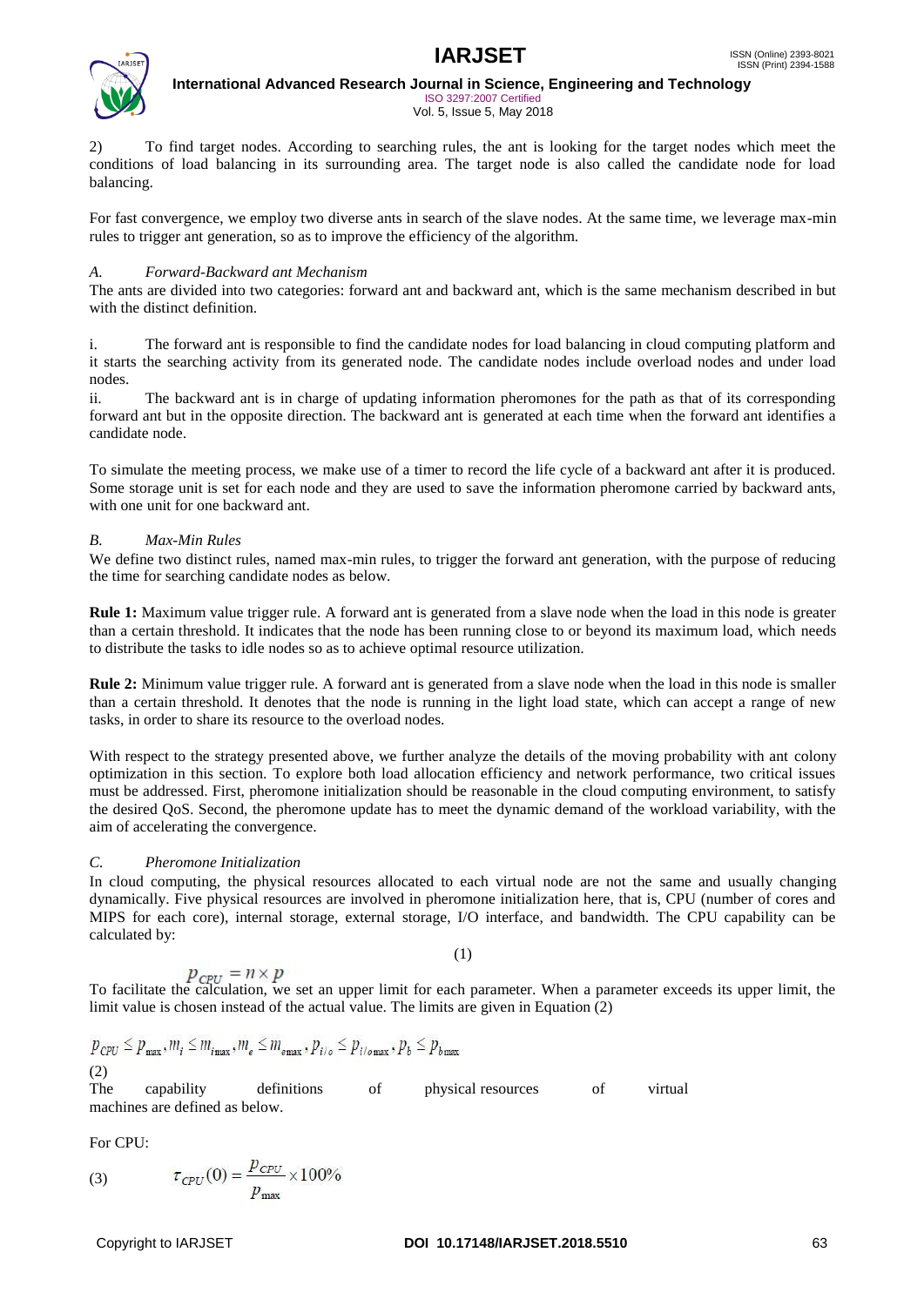2) To find target nodes. According to searching rules, the ant is looking for the target nodes which meet the conditions of load balancing in its surrounding area. The target node is also called the candidate node for load balancing.

For fast convergence, we employ two diverse ants in search of the slave nodes. At the same time, we leverage max-min rules to trigger ant generation, so as to improve the efficiency of the algorithm.

### *A. Forward-Backward ant Mechanism*

The ants are divided into two categories: forward ant and backward ant, which is the same mechanism described in but with the distinct definition.

i. The forward ant is responsible to find the candidate nodes for load balancing in cloud computing platform and it starts the searching activity from its generated node. The candidate nodes include overload nodes and under load nodes.

ii. The backward ant is in charge of updating information pheromones for the path as that of its corresponding forward ant but in the opposite direction. The backward ant is generated at each time when the forward ant identifies a candidate node.

To simulate the meeting process, we make use of a timer to record the life cycle of a backward ant after it is produced. Some storage unit is set for each node and they are used to save the information pheromone carried by backward ants, with one unit for one backward ant.

### *B. Max-Min Rules*

We define two distinct rules, named max-min rules, to trigger the forward ant generation, with the purpose of reducing the time for searching candidate nodes as below.

**Rule 1:** Maximum value trigger rule. A forward ant is generated from a slave node when the load in this node is greater than a certain threshold. It indicates that the node has been running close to or beyond its maximum load, which needs to distribute the tasks to idle nodes so as to achieve optimal resource utilization.

**Rule 2:** Minimum value trigger rule. A forward ant is generated from a slave node when the load in this node is smaller than a certain threshold. It denotes that the node is running in the light load state, which can accept a range of new tasks, in order to share its resource to the overload nodes.

With respect to the strategy presented above, we further analyze the details of the moving probability with ant colony optimization in this section. To explore both load allocation efficiency and network performance, two critical issues must be addressed. First, pheromone initialization should be reasonable in the cloud computing environment, to satisfy the desired QoS. Second, the pheromone update has to meet the dynamic demand of the workload variability, with the aim of accelerating the convergence.

### *C. Pheromone Initialization*

In cloud computing, the physical resources allocated to each virtual node are not the same and usually changing dynamically. Five physical resources are involved in pheromone initialization here, that is, CPU (number of cores and MIPS for each core), internal storage, external storage, I/O interface, and bandwidth. The CPU capability can be calculated by:

$$p_{CPU} = n \times p \tag{1}$$

To facilitate the calculation, we set an upper limit for each parameter. When a parameter exceeds its upper limit, the limit value is chosen instead of the actual value. The limits are given in Equation (2)

$$p_{CPU} \le p_{\max}, m_i \le m_{i\max}, m_e \le m_{e\max}, p_{i/o} \le p_{i/o\max}, p_b \le p_{b\max} \tag{2}$$

The capability definitions of physical resources of virtual machines are defined as below.

For CPU:

$$\tau_{CPU}(0) = \frac{p_{CPU}}{p_{\max}} \times 100\% \tag{3}$$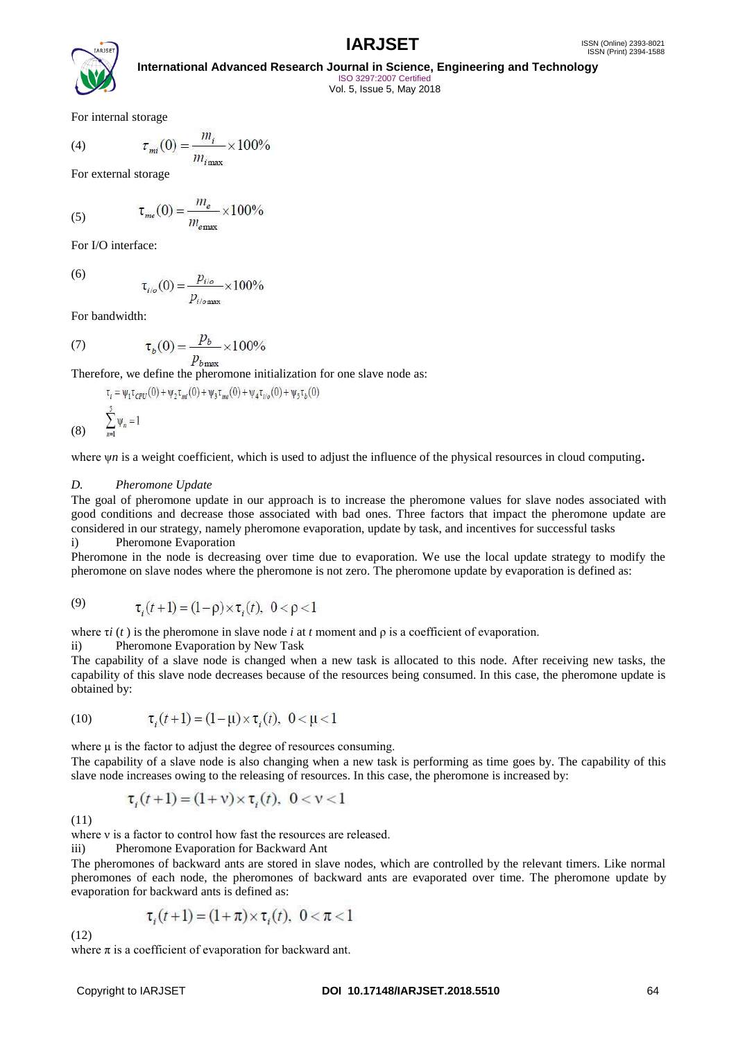For internal storage

$$\tau_{mi}(0) = \frac{m_i}{m_{i\max}} \times 100\% \tag{4}$$

For external storage

$$\tau_{me}(0) = \frac{m_e}{m_{e\max}} \times 100\% \tag{5}$$

For I/O interface:

$$\tau_{i/o}(0) = \frac{p_{i/o}}{p_{i/o\max}} \times 100\% \tag{6}$$

For bandwidth:

$$\tau_b(0) = \frac{p_b}{p_{b\max}} \times 100\% \tag{7}$$

Therefore, we define the pheromone initialization for one slave node as:

$$\tau_i = \psi_1 \tau_{CPU}(0) + \psi_2 \tau_{mi}(0) + \psi_3 \tau_{me}(0) + \psi_4 \tau_{i/o}(0) + \psi_5 \tau_b(0)$$

$$\sum_{n=1}^{5} \psi_n = 1 \tag{8}$$

where $\psi n$ is a weight coefficient, which is used to adjust the influence of the physical resources in cloud computing**.**

### *D. Pheromone Update*

The goal of pheromone update in our approach is to increase the pheromone values for slave nodes associated with good conditions and decrease those associated with bad ones. Three factors that impact the pheromone update are considered in our strategy, namely pheromone evaporation, update by task, and incentives for successful tasks

i) Pheromone Evaporation

Pheromone in the node is decreasing over time due to evaporation. We use the local update strategy to modify the pheromone on slave nodes where the pheromone is not zero. The pheromone update by evaporation is defined as:

$$\tau_i(t+1) = (1-\rho) \times \tau_i(t), \;\; 0 < \rho < 1 \tag{9}$$

where $\tau i\,(t)$ is the pheromone in slave node $i$ at $t$ moment and $\rho$ is a coefficient of evaporation.

ii) Pheromone Evaporation by New Task

The capability of a slave node is changed when a new task is allocated to this node. After receiving new tasks, the capability of this slave node decreases because of the resources being consumed. In this case, the pheromone update is obtained by:

$$\tau_i(t+1) = (1-\mu) \times \tau_i(t), \;\; 0 < \mu < 1 \tag{10}$$

where $\mu$ is the factor to adjust the degree of resources consuming.

The capability of a slave node is also changing when a new task is performing as time goes by. The capability of this slave node increases owing to the releasing of resources. In this case, the pheromone is increased by:

$$\tau_i(t+1) = (1+\nu) \times \tau_i(t), \;\; 0 < \nu < 1 \tag{11}$$

where $\nu$ is a factor to control how fast the resources are released.

iii) Pheromone Evaporation for Backward Ant

The pheromones of backward ants are stored in slave nodes, which are controlled by the relevant timers. Like normal pheromones of each node, the pheromones of backward ants are evaporated over time. The pheromone update by evaporation for backward ants is defined as:

$$\tau_i(t+1) = (1+\pi) \times \tau_i(t), \;\; 0 < \pi < 1 \tag{12}$$

where $\pi$ is a coefficient of evaporation for backward ant.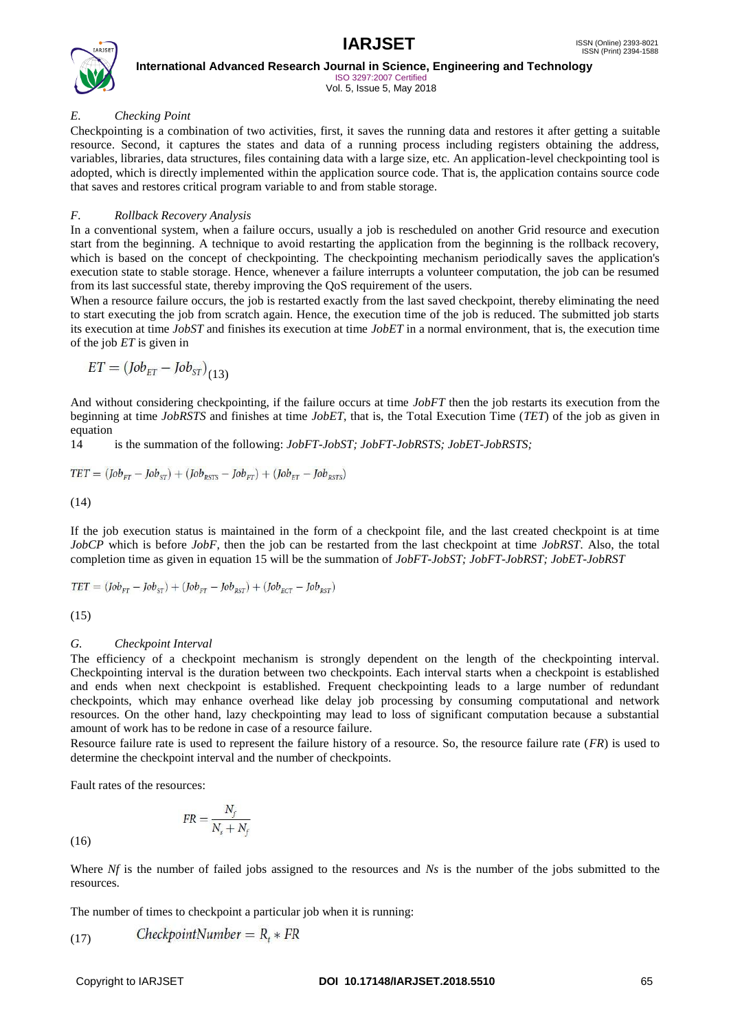*E. Checking Point*

Checkpointing is a combination of two activities, first, it saves the running data and restores it after getting a suitable resource. Second, it captures the states and data of a running process including registers obtaining the address, variables, libraries, data structures, files containing data with a large size, etc. An application-level checkpointing tool is adopted, which is directly implemented within the application source code. That is, the application contains source code that saves and restores critical program variable to and from stable storage.

*F. Rollback Recovery Analysis*

In a conventional system, when a failure occurs, usually a job is rescheduled on another Grid resource and execution start from the beginning. A technique to avoid restarting the application from the beginning is the rollback recovery, which is based on the concept of checkpointing. The checkpointing mechanism periodically saves the application's execution state to stable storage. Hence, whenever a failure interrupts a volunteer computation, the job can be resumed from its last successful state, thereby improving the QoS requirement of the users.

When a resource failure occurs, the job is restarted exactly from the last saved checkpoint, thereby eliminating the need to start executing the job from scratch again. Hence, the execution time of the job is reduced. The submitted job starts its execution at time *JobST* and finishes its execution at time *JobET* in a normal environment, that is, the execution time of the job *ET* is given in

$$ET = (Job_{ET} - Job_{ST}) \quad (13)$$

And without considering checkpointing, if the failure occurs at time *JobFT* then the job restarts its execution from the beginning at time *JobRSTS* and finishes at time *JobET*, that is, the Total Execution Time (*TET*) of the job as given in equation

14 is the summation of the following: *JobFT-JobST; JobFT-JobRSTS; JobET-JobRSTS;*

$$TET = (Job_{FT} - Job_{ST}) + (Job_{RSTS} - Job_{FT}) + (Job_{ET} - Job_{RSTS})$$

(14)

If the job execution status is maintained in the form of a checkpoint file, and the last created checkpoint is at time *JobCP* which is before *JobF*, then the job can be restarted from the last checkpoint at time *JobRST*. Also, the total completion time as given in equation 15 will be the summation of *JobFT-JobST; JobFT-JobRST; JobET-JobRST*

$$TET = (Job_{FT} - Job_{ST}) + (Job_{FT} - Job_{RST}) + (Job_{ECT} - Job_{RST})$$

(15)

*G. Checkpoint Interval*

The efficiency of a checkpoint mechanism is strongly dependent on the length of the checkpointing interval. Checkpointing interval is the duration between two checkpoints. Each interval starts when a checkpoint is established and ends when next checkpoint is established. Frequent checkpointing leads to a large number of redundant checkpoints, which may enhance overhead like delay job processing by consuming computational and network resources. On the other hand, lazy checkpointing may lead to loss of significant computation because a substantial amount of work has to be redone in case of a resource failure.

Resource failure rate is used to represent the failure history of a resource. So, the resource failure rate (*FR*) is used to determine the checkpoint interval and the number of checkpoints.

Fault rates of the resources:

$$FR = \frac{N_f}{N_s + N_f}$$

(16)

Where *Nf* is the number of failed jobs assigned to the resources and *Ns* is the number of the jobs submitted to the resources.

The number of times to checkpoint a particular job when it is running:

$$CheckpointNumber = R_t * FR \quad (17)$$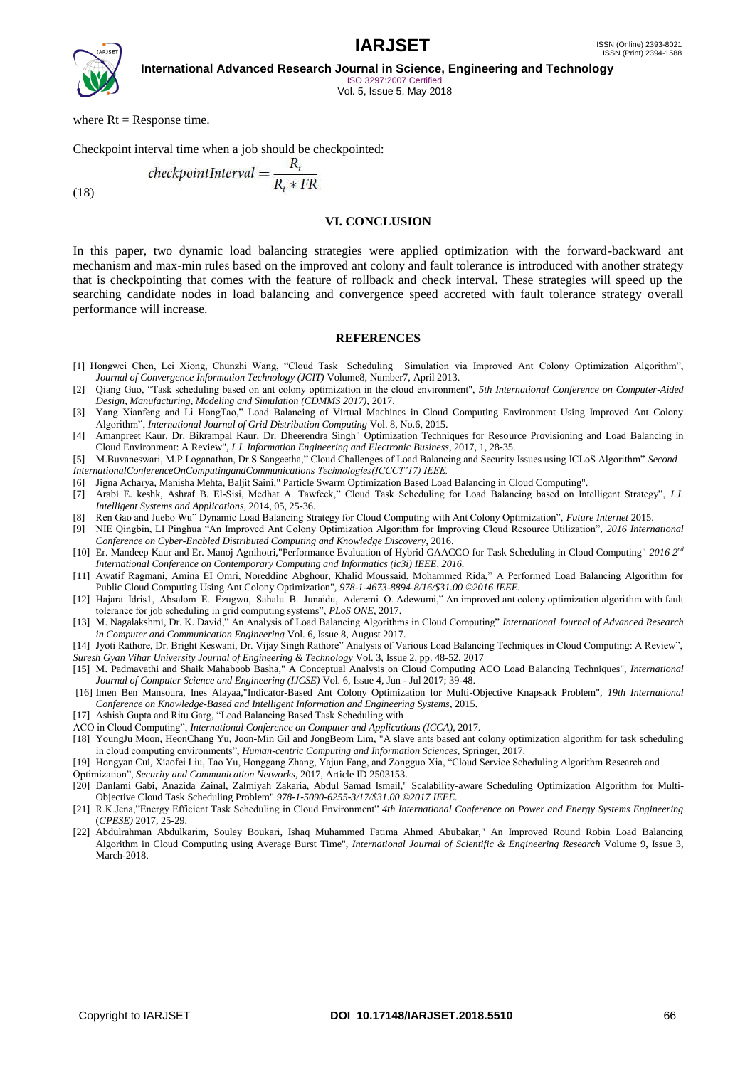where Rt = Response time.

Checkpoint interval time when a job should be checkpointed:

$$checkpointInterval = \frac{R_t}{R_t * FR} \tag{18}$$

## VI. CONCLUSION

In this paper, two dynamic load balancing strategies were applied optimization with the forward-backward ant mechanism and max-min rules based on the improved ant colony and fault tolerance is introduced with another strategy that is checkpointing that comes with the feature of rollback and check interval. These strategies will speed up the searching candidate nodes in load balancing and convergence speed accreted with fault tolerance strategy overall performance will increase.

## REFERENCES

[1] Hongwei Chen, Lei Xiong, Chunzhi Wang, "Cloud Task Scheduling Simulation via Improved Ant Colony Optimization Algorithm", *Journal of Convergence Information Technology (JCIT)* Volume8, Number7, April 2013.

[2] Qiang Guo, "Task scheduling based on ant colony optimization in the cloud environment", *5th International Conference on Computer-Aided Design, Manufacturing, Modeling and Simulation (CDMMS 2017)*, 2017.

[3] Yang Xianfeng and Li HongTao," Load Balancing of Virtual Machines in Cloud Computing Environment Using Improved Ant Colony Algorithm", *International Journal of Grid Distribution Computing* Vol. 8, No.6, 2015.

[4] Amanpreet Kaur, Dr. Bikrampal Kaur, Dr. Dheerendra Singh" Optimization Techniques for Resource Provisioning and Load Balancing in Cloud Environment: A Review", *I.J. Information Engineering and Electronic Business*, 2017, 1, 28-35.

[5] M.Buvaneswari, M.P.Loganathan, Dr.S.Sangeetha," Cloud Challenges of Load Balancing and Security Issues using ICLoS Algorithm" *Second InternationalConferenceOnComputingandCommunications Technologies(ICCCT'17) IEEE.*

[6] Jigna Acharya, Manisha Mehta, Baljit Saini," Particle Swarm Optimization Based Load Balancing in Cloud Computing".

[7] Arabi E. keshk, Ashraf B. El-Sisi, Medhat A. Tawfeek," Cloud Task Scheduling for Load Balancing based on Intelligent Strategy", *I.J. Intelligent Systems and Applications*, 2014, 05, 25-36.

[8] Ren Gao and Juebo Wu" Dynamic Load Balancing Strategy for Cloud Computing with Ant Colony Optimization", *Future Internet* 2015.

[9] NIE Qingbin, LI Pinghua "An Improved Ant Colony Optimization Algorithm for Improving Cloud Resource Utilization", *2016 International Conference on Cyber-Enabled Distributed Computing and Knowledge Discovery*, 2016.

[10] Er. Mandeep Kaur and Er. Manoj Agnihotri,"Performance Evaluation of Hybrid GAACCO for Task Scheduling in Cloud Computing" *2016 2nd International Conference on Contemporary Computing and Informatics (ic3i) IEEE, 2016.*

[11] Awatif Ragmani, Amina El Omri, Noreddine Abghour, Khalid Moussaid, Mohammed Rida," A Performed Load Balancing Algorithm for Public Cloud Computing Using Ant Colony Optimization", *978-1-4673-8894-8/16/$31.00 ©2016 IEEE.*

[12] Hajara Idris1, Absalom E. Ezugwu, Sahalu B. Junaidu, Aderemi O. Adewumi," An improved ant colony optimization algorithm with fault tolerance for job scheduling in grid computing systems", *PLoS ONE*, 2017.

[13] M. Nagalakshmi, Dr. K. David," An Analysis of Load Balancing Algorithms in Cloud Computing" *International Journal of Advanced Research in Computer and Communication Engineering* Vol. 6, Issue 8, August 2017.

[14] Jyoti Rathore, Dr. Bright Keswani, Dr. Vijay Singh Rathore" Analysis of Various Load Balancing Techniques in Cloud Computing: A Review", *Suresh Gyan Vihar University Journal of Engineering & Technology* Vol. 3, Issue 2, pp. 48-52, 2017

[15] M. Padmavathi and Shaik Mahaboob Basha," A Conceptual Analysis on Cloud Computing ACO Load Balancing Techniques", *International Journal of Computer Science and Engineering (IJCSE)* Vol. 6, Issue 4, Jun - Jul 2017; 39-48.

[16] Imen Ben Mansoura, Ines Alayaa,"Indicator-Based Ant Colony Optimization for Multi-Objective Knapsack Problem", *19th International Conference on Knowledge-Based and Intelligent Information and Engineering Systems*, 2015.

[17] Ashish Gupta and Ritu Garg, "Load Balancing Based Task Scheduling with ACO in Cloud Computing", *International Conference on Computer and Applications (ICCA)*, 2017.

[18] YoungJu Moon, HeonChang Yu, Joon-Min Gil and JongBeom Lim, "A slave ants based ant colony optimization algorithm for task scheduling in cloud computing environments", *Human-centric Computing and Information Sciences*, Springer, 2017.

[19] Hongyan Cui, Xiaofei Liu, Tao Yu, Honggang Zhang, Yajun Fang, and Zongguo Xia, "Cloud Service Scheduling Algorithm Research and Optimization", *Security and Communication Networks*, 2017, Article ID 2503153.

[20] Danlami Gabi, Anazida Zainal, Zalmiyah Zakaria, Abdul Samad Ismail," Scalability-aware Scheduling Optimization Algorithm for Multi-Objective Cloud Task Scheduling Problem" *978-1-5090-6255-3/17/$31.00 ©2017 IEEE.*

[21] R.K.Jena,"Energy Efficient Task Scheduling in Cloud Environment" *4th International Conference on Power and Energy Systems Engineering (CPESE)* 2017, 25-29.

[22] Abdulrahman Abdulkarim, Souley Boukari, Ishaq Muhammed Fatima Ahmed Abubakar," An Improved Round Robin Load Balancing Algorithm in Cloud Computing using Average Burst Time", *International Journal of Scientific & Engineering Research* Volume 9, Issue 3, March-2018.